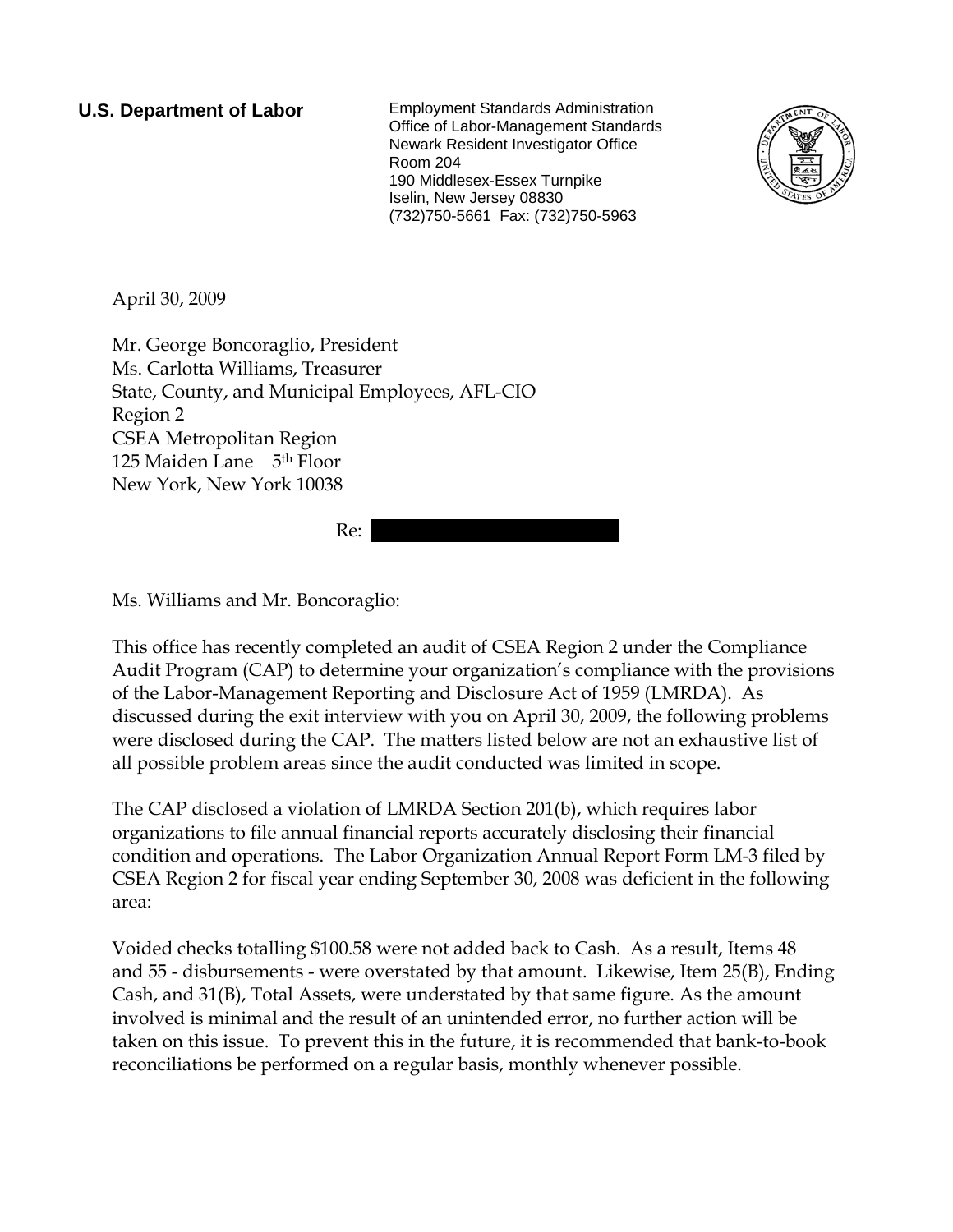**U.S. Department of Labor**

Employment Standards Administration
Office of Labor-Management Standards
Newark Resident Investigator Office
Room 204
190 Middlesex-Essex Turnpike
Iselin, New Jersey 08830
(732)750-5661 Fax: (732)750-5963

April 30, 2009

Mr. George Boncoraglio, President
Ms. Carlotta Williams, Treasurer
State, County, and Municipal Employees, AFL-CIO
Region 2
CSEA Metropolitan Region
125 Maiden Lane 5th Floor
New York, New York 10038

Re:

Ms. Williams and Mr. Boncoraglio:

This office has recently completed an audit of CSEA Region 2 under the Compliance Audit Program (CAP) to determine your organization's compliance with the provisions of the Labor-Management Reporting and Disclosure Act of 1959 (LMRDA). As discussed during the exit interview with you on April 30, 2009, the following problems were disclosed during the CAP. The matters listed below are not an exhaustive list of all possible problem areas since the audit conducted was limited in scope.

The CAP disclosed a violation of LMRDA Section 201(b), which requires labor organizations to file annual financial reports accurately disclosing their financial condition and operations. The Labor Organization Annual Report Form LM-3 filed by CSEA Region 2 for fiscal year ending September 30, 2008 was deficient in the following area:

Voided checks totalling $100.58 were not added back to Cash. As a result, Items 48 and 55 - disbursements - were overstated by that amount. Likewise, Item 25(B), Ending Cash, and 31(B), Total Assets, were understated by that same figure. As the amount involved is minimal and the result of an unintended error, no further action will be taken on this issue. To prevent this in the future, it is recommended that bank-to-book reconciliations be performed on a regular basis, monthly whenever possible.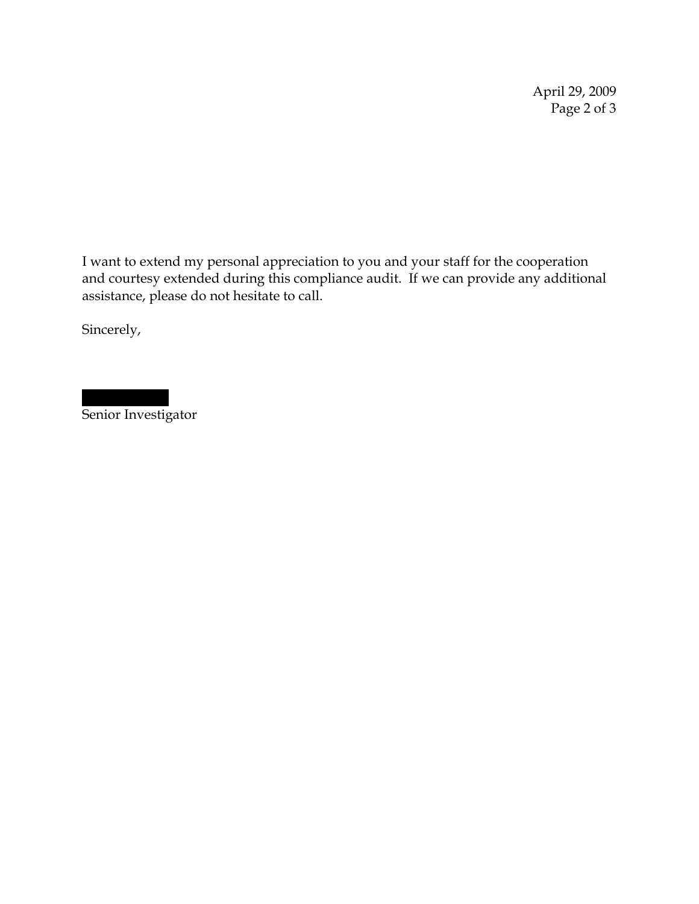I want to extend my personal appreciation to you and your staff for the cooperation and courtesy extended during this compliance audit. If we can provide any additional assistance, please do not hesitate to call.

Sincerely,

█████████

Senior Investigator